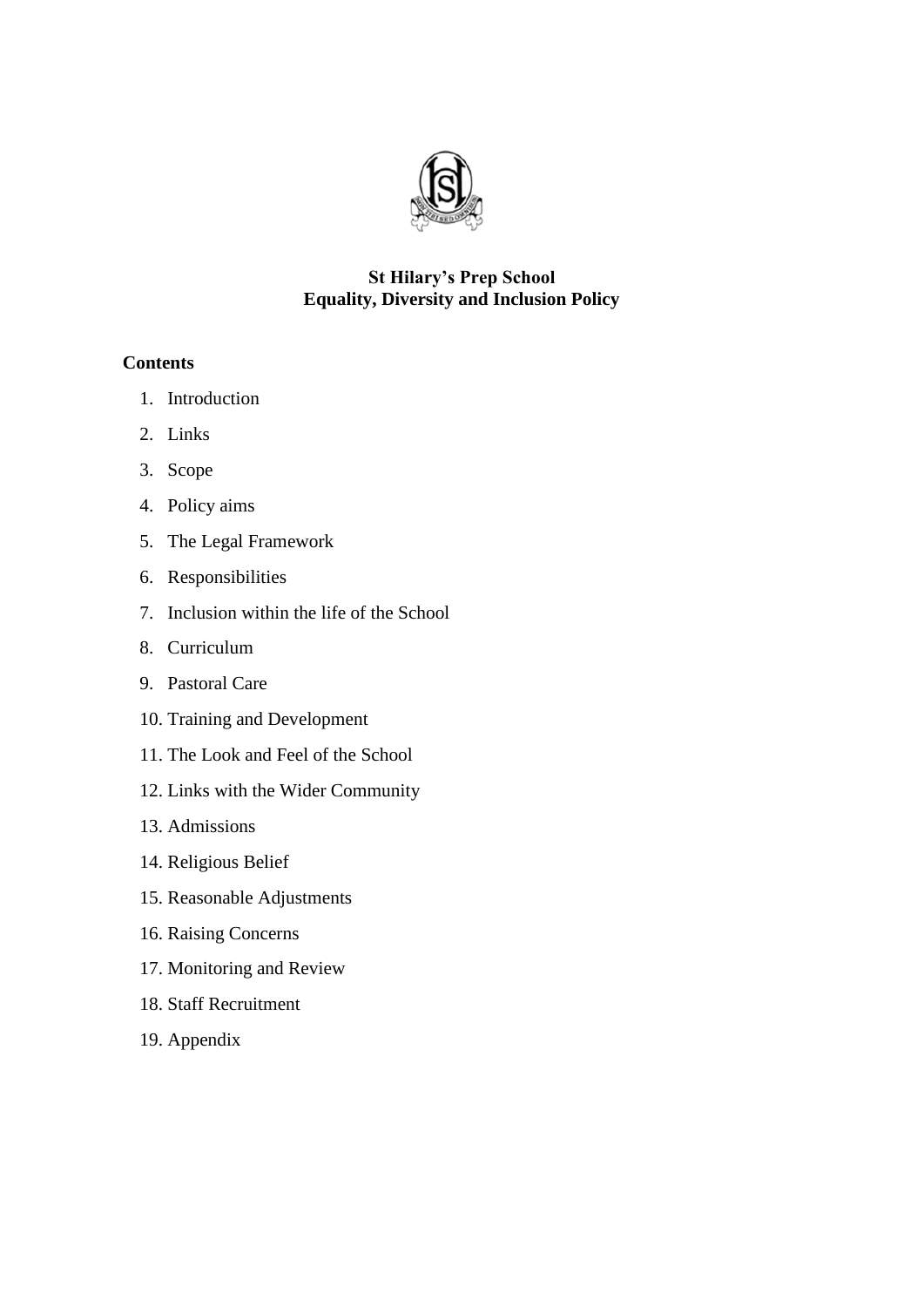# St Hilary's Prep School
# Equality, Diversity and Inclusion Policy

**Contents**

1. Introduction
2. Links
3. Scope
4. Policy aims
5. The Legal Framework
6. Responsibilities
7. Inclusion within the life of the School
8. Curriculum
9. Pastoral Care
10. Training and Development
11. The Look and Feel of the School
12. Links with the Wider Community
13. Admissions
14. Religious Belief
15. Reasonable Adjustments
16. Raising Concerns
17. Monitoring and Review
18. Staff Recruitment
19. Appendix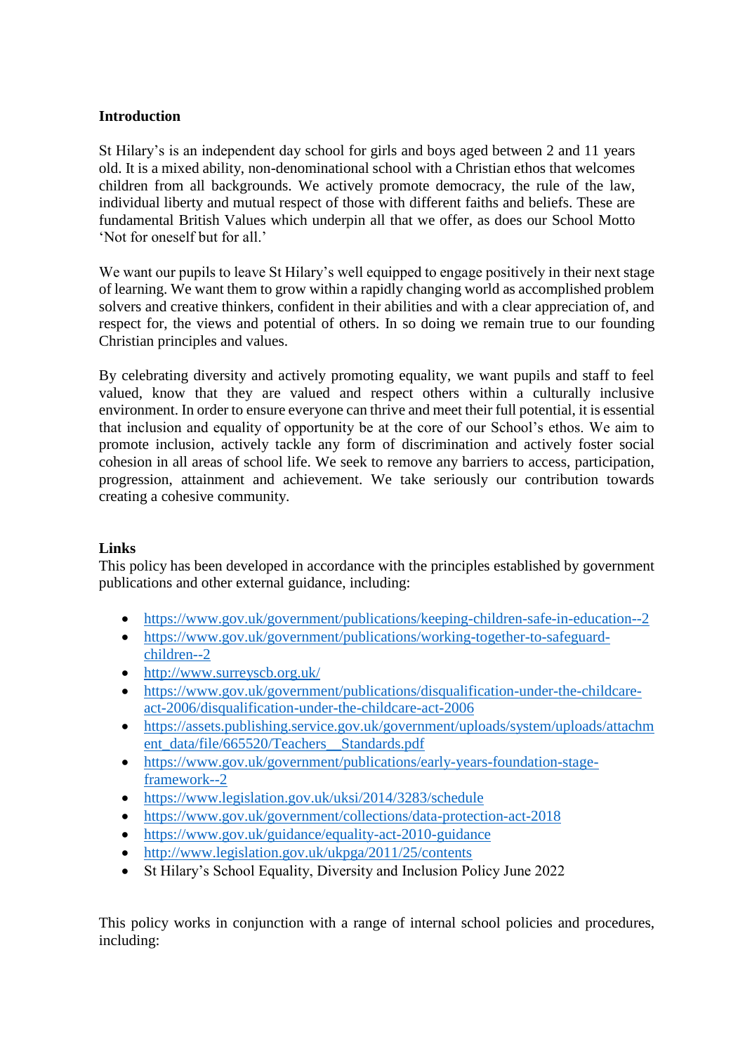**Introduction**

St Hilary's is an independent day school for girls and boys aged between 2 and 11 years old. It is a mixed ability, non-denominational school with a Christian ethos that welcomes children from all backgrounds. We actively promote democracy, the rule of the law, individual liberty and mutual respect of those with different faiths and beliefs. These are fundamental British Values which underpin all that we offer, as does our School Motto 'Not for oneself but for all.'

We want our pupils to leave St Hilary's well equipped to engage positively in their next stage of learning. We want them to grow within a rapidly changing world as accomplished problem solvers and creative thinkers, confident in their abilities and with a clear appreciation of, and respect for, the views and potential of others. In so doing we remain true to our founding Christian principles and values.

By celebrating diversity and actively promoting equality, we want pupils and staff to feel valued, know that they are valued and respect others within a culturally inclusive environment. In order to ensure everyone can thrive and meet their full potential, it is essential that inclusion and equality of opportunity be at the core of our School's ethos. We aim to promote inclusion, actively tackle any form of discrimination and actively foster social cohesion in all areas of school life. We seek to remove any barriers to access, participation, progression, attainment and achievement. We take seriously our contribution towards creating a cohesive community.

**Links**

This policy has been developed in accordance with the principles established by government publications and other external guidance, including:

- https://www.gov.uk/government/publications/keeping-children-safe-in-education--2
- https://www.gov.uk/government/publications/working-together-to-safeguard-children--2
- http://www.surreyscb.org.uk/
- https://www.gov.uk/government/publications/disqualification-under-the-childcare-act-2006/disqualification-under-the-childcare-act-2006
- https://assets.publishing.service.gov.uk/government/uploads/system/uploads/attachment_data/file/665520/Teachers__Standards.pdf
- https://www.gov.uk/government/publications/early-years-foundation-stage-framework--2
- https://www.legislation.gov.uk/uksi/2014/3283/schedule
- https://www.gov.uk/government/collections/data-protection-act-2018
- https://www.gov.uk/guidance/equality-act-2010-guidance
- http://www.legislation.gov.uk/ukpga/2011/25/contents
- St Hilary's School Equality, Diversity and Inclusion Policy June 2022

This policy works in conjunction with a range of internal school policies and procedures, including: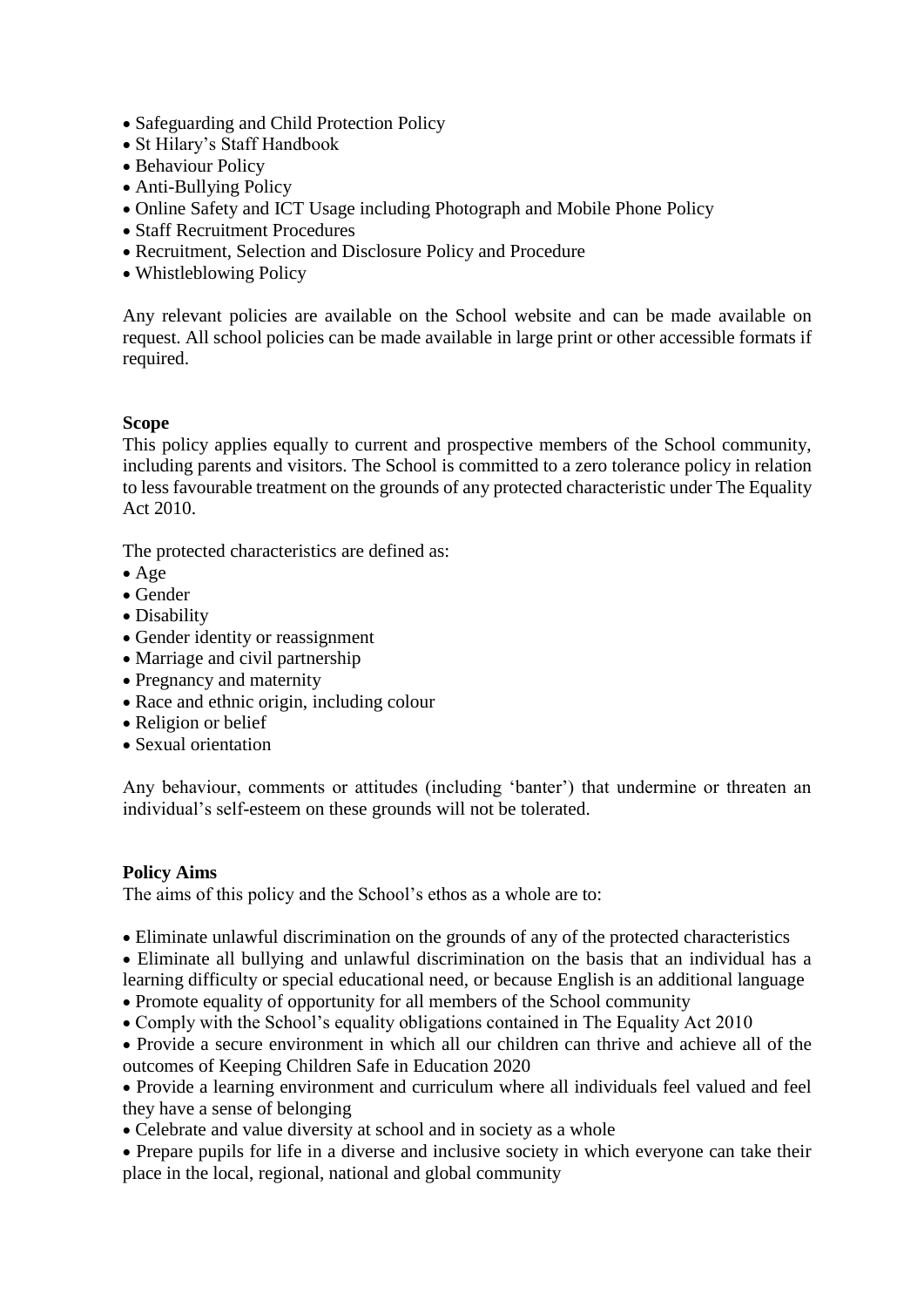- Safeguarding and Child Protection Policy
- St Hilary's Staff Handbook
- Behaviour Policy
- Anti-Bullying Policy
- Online Safety and ICT Usage including Photograph and Mobile Phone Policy
- Staff Recruitment Procedures
- Recruitment, Selection and Disclosure Policy and Procedure
- Whistleblowing Policy

Any relevant policies are available on the School website and can be made available on request. All school policies can be made available in large print or other accessible formats if required.

**Scope**

This policy applies equally to current and prospective members of the School community, including parents and visitors. The School is committed to a zero tolerance policy in relation to less favourable treatment on the grounds of any protected characteristic under The Equality Act 2010.

The protected characteristics are defined as:

- Age
- Gender
- Disability
- Gender identity or reassignment
- Marriage and civil partnership
- Pregnancy and maternity
- Race and ethnic origin, including colour
- Religion or belief
- Sexual orientation

Any behaviour, comments or attitudes (including 'banter') that undermine or threaten an individual's self-esteem on these grounds will not be tolerated.

**Policy Aims**

The aims of this policy and the School's ethos as a whole are to:

- Eliminate unlawful discrimination on the grounds of any of the protected characteristics
- Eliminate all bullying and unlawful discrimination on the basis that an individual has a learning difficulty or special educational need, or because English is an additional language
- Promote equality of opportunity for all members of the School community
- Comply with the School's equality obligations contained in The Equality Act 2010
- Provide a secure environment in which all our children can thrive and achieve all of the outcomes of Keeping Children Safe in Education 2020
- Provide a learning environment and curriculum where all individuals feel valued and feel they have a sense of belonging
- Celebrate and value diversity at school and in society as a whole
- Prepare pupils for life in a diverse and inclusive society in which everyone can take their place in the local, regional, national and global community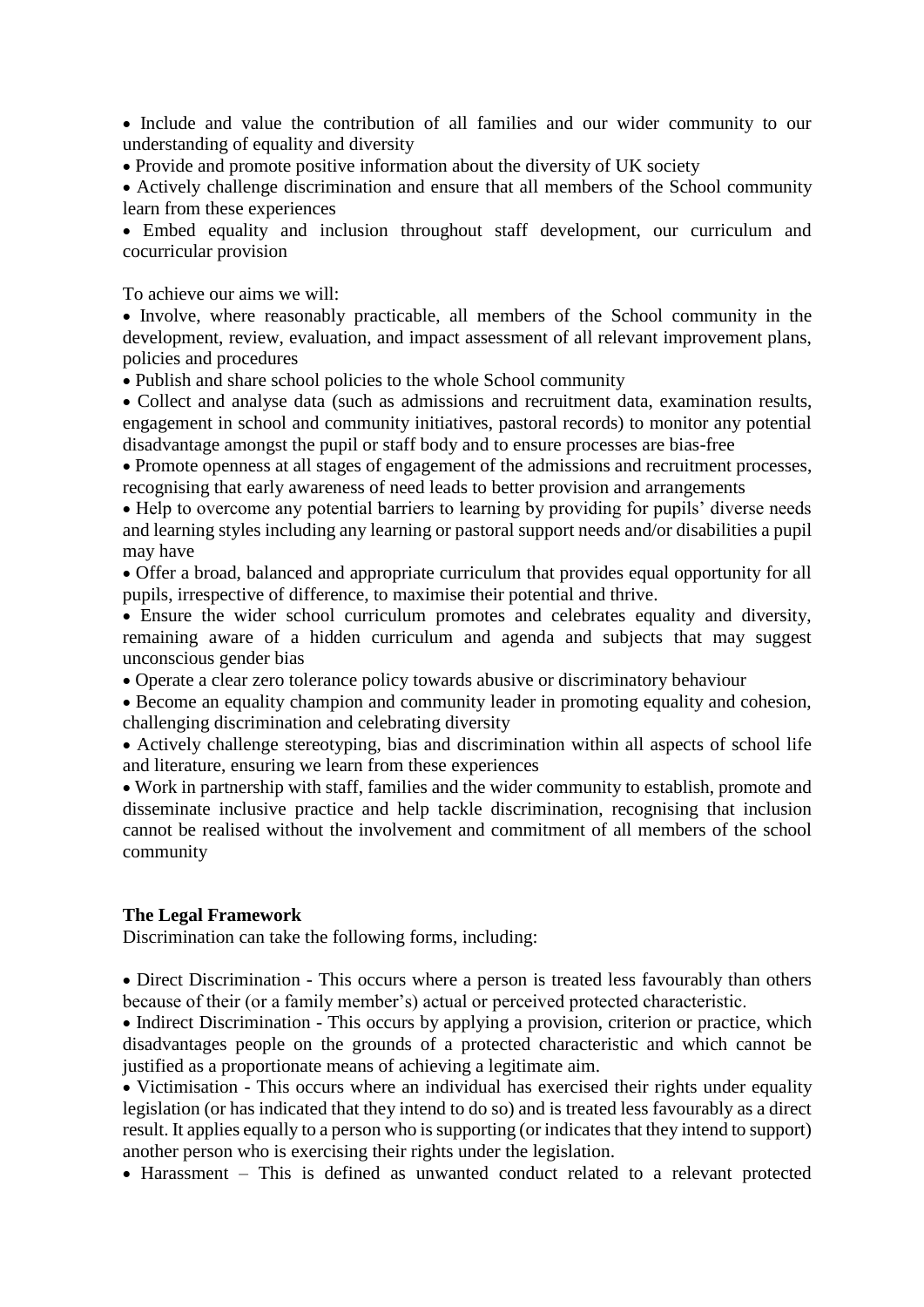- Include and value the contribution of all families and our wider community to our understanding of equality and diversity
- Provide and promote positive information about the diversity of UK society
- Actively challenge discrimination and ensure that all members of the School community learn from these experiences
- Embed equality and inclusion throughout staff development, our curriculum and cocurricular provision

To achieve our aims we will:

- Involve, where reasonably practicable, all members of the School community in the development, review, evaluation, and impact assessment of all relevant improvement plans, policies and procedures
- Publish and share school policies to the whole School community
- Collect and analyse data (such as admissions and recruitment data, examination results, engagement in school and community initiatives, pastoral records) to monitor any potential disadvantage amongst the pupil or staff body and to ensure processes are bias-free
- Promote openness at all stages of engagement of the admissions and recruitment processes, recognising that early awareness of need leads to better provision and arrangements
- Help to overcome any potential barriers to learning by providing for pupils' diverse needs and learning styles including any learning or pastoral support needs and/or disabilities a pupil may have
- Offer a broad, balanced and appropriate curriculum that provides equal opportunity for all pupils, irrespective of difference, to maximise their potential and thrive.
- Ensure the wider school curriculum promotes and celebrates equality and diversity, remaining aware of a hidden curriculum and agenda and subjects that may suggest unconscious gender bias
- Operate a clear zero tolerance policy towards abusive or discriminatory behaviour
- Become an equality champion and community leader in promoting equality and cohesion, challenging discrimination and celebrating diversity
- Actively challenge stereotyping, bias and discrimination within all aspects of school life and literature, ensuring we learn from these experiences
- Work in partnership with staff, families and the wider community to establish, promote and disseminate inclusive practice and help tackle discrimination, recognising that inclusion cannot be realised without the involvement and commitment of all members of the school community

**The Legal Framework**

Discrimination can take the following forms, including:

- Direct Discrimination - This occurs where a person is treated less favourably than others because of their (or a family member's) actual or perceived protected characteristic.
- Indirect Discrimination - This occurs by applying a provision, criterion or practice, which disadvantages people on the grounds of a protected characteristic and which cannot be justified as a proportionate means of achieving a legitimate aim.
- Victimisation - This occurs where an individual has exercised their rights under equality legislation (or has indicated that they intend to do so) and is treated less favourably as a direct result. It applies equally to a person who is supporting (or indicates that they intend to support) another person who is exercising their rights under the legislation.
- Harassment – This is defined as unwanted conduct related to a relevant protected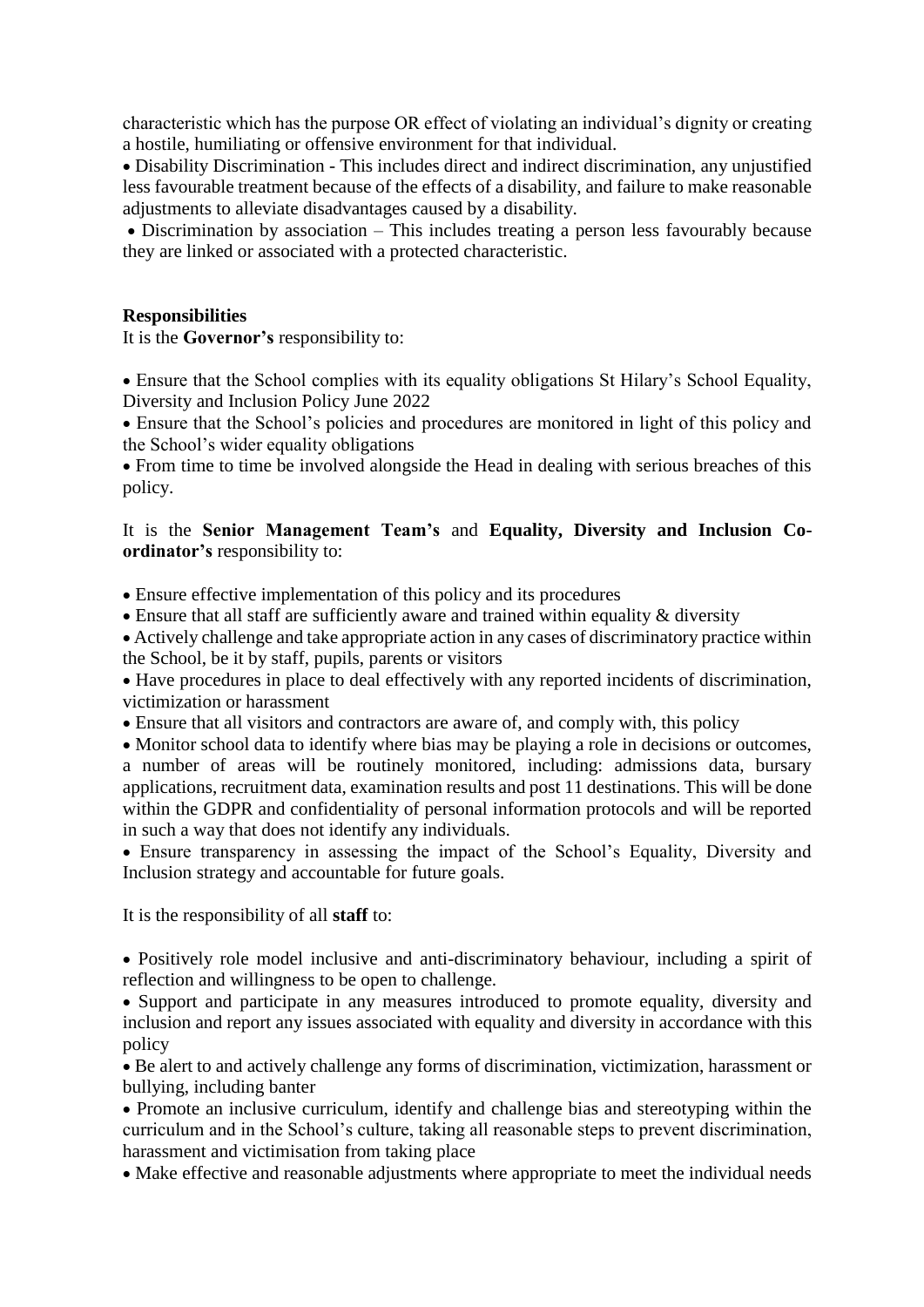characteristic which has the purpose OR effect of violating an individual's dignity or creating a hostile, humiliating or offensive environment for that individual.

- Disability Discrimination - This includes direct and indirect discrimination, any unjustified less favourable treatment because of the effects of a disability, and failure to make reasonable adjustments to alleviate disadvantages caused by a disability.
- Discrimination by association – This includes treating a person less favourably because they are linked or associated with a protected characteristic.

**Responsibilities**

It is the **Governor's** responsibility to:

- Ensure that the School complies with its equality obligations St Hilary's School Equality, Diversity and Inclusion Policy June 2022
- Ensure that the School's policies and procedures are monitored in light of this policy and the School's wider equality obligations
- From time to time be involved alongside the Head in dealing with serious breaches of this policy.

It is the **Senior Management Team's** and **Equality, Diversity and Inclusion Co-ordinator's** responsibility to:

- Ensure effective implementation of this policy and its procedures
- Ensure that all staff are sufficiently aware and trained within equality & diversity
- Actively challenge and take appropriate action in any cases of discriminatory practice within the School, be it by staff, pupils, parents or visitors
- Have procedures in place to deal effectively with any reported incidents of discrimination, victimization or harassment
- Ensure that all visitors and contractors are aware of, and comply with, this policy
- Monitor school data to identify where bias may be playing a role in decisions or outcomes, a number of areas will be routinely monitored, including: admissions data, bursary applications, recruitment data, examination results and post 11 destinations. This will be done within the GDPR and confidentiality of personal information protocols and will be reported in such a way that does not identify any individuals.
- Ensure transparency in assessing the impact of the School's Equality, Diversity and Inclusion strategy and accountable for future goals.

It is the responsibility of all **staff** to:

- Positively role model inclusive and anti-discriminatory behaviour, including a spirit of reflection and willingness to be open to challenge.
- Support and participate in any measures introduced to promote equality, diversity and inclusion and report any issues associated with equality and diversity in accordance with this policy
- Be alert to and actively challenge any forms of discrimination, victimization, harassment or bullying, including banter
- Promote an inclusive curriculum, identify and challenge bias and stereotyping within the curriculum and in the School's culture, taking all reasonable steps to prevent discrimination, harassment and victimisation from taking place
- Make effective and reasonable adjustments where appropriate to meet the individual needs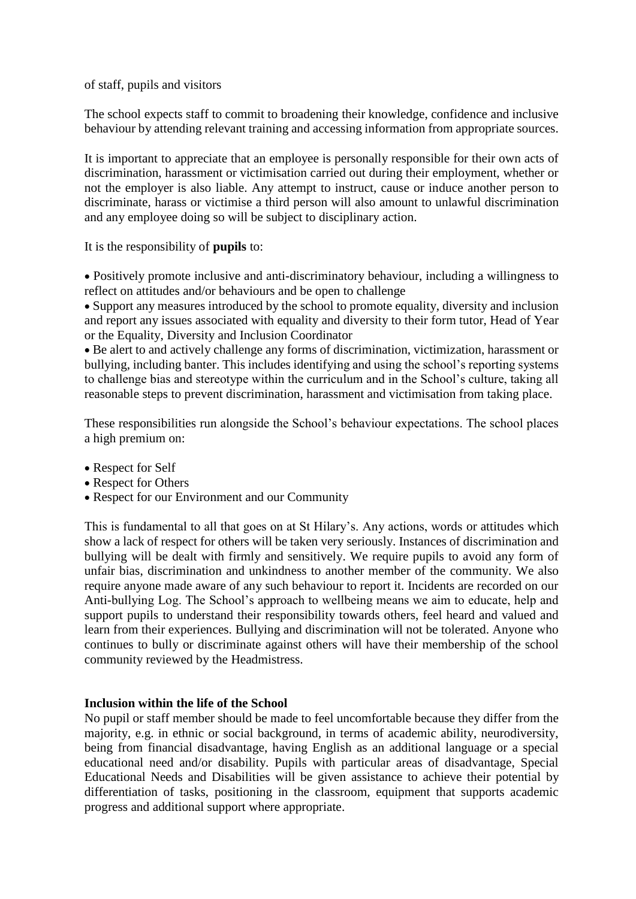of staff, pupils and visitors

The school expects staff to commit to broadening their knowledge, confidence and inclusive behaviour by attending relevant training and accessing information from appropriate sources.

It is important to appreciate that an employee is personally responsible for their own acts of discrimination, harassment or victimisation carried out during their employment, whether or not the employer is also liable. Any attempt to instruct, cause or induce another person to discriminate, harass or victimise a third person will also amount to unlawful discrimination and any employee doing so will be subject to disciplinary action.

It is the responsibility of **pupils** to:

- Positively promote inclusive and anti-discriminatory behaviour, including a willingness to reflect on attitudes and/or behaviours and be open to challenge
- Support any measures introduced by the school to promote equality, diversity and inclusion and report any issues associated with equality and diversity to their form tutor, Head of Year or the Equality, Diversity and Inclusion Coordinator
- Be alert to and actively challenge any forms of discrimination, victimization, harassment or bullying, including banter. This includes identifying and using the school's reporting systems to challenge bias and stereotype within the curriculum and in the School's culture, taking all reasonable steps to prevent discrimination, harassment and victimisation from taking place.

These responsibilities run alongside the School's behaviour expectations. The school places a high premium on:

- Respect for Self
- Respect for Others
- Respect for our Environment and our Community

This is fundamental to all that goes on at St Hilary's. Any actions, words or attitudes which show a lack of respect for others will be taken very seriously. Instances of discrimination and bullying will be dealt with firmly and sensitively. We require pupils to avoid any form of unfair bias, discrimination and unkindness to another member of the community. We also require anyone made aware of any such behaviour to report it. Incidents are recorded on our Anti-bullying Log. The School's approach to wellbeing means we aim to educate, help and support pupils to understand their responsibility towards others, feel heard and valued and learn from their experiences. Bullying and discrimination will not be tolerated. Anyone who continues to bully or discriminate against others will have their membership of the school community reviewed by the Headmistress.

**Inclusion within the life of the School**

No pupil or staff member should be made to feel uncomfortable because they differ from the majority, e.g. in ethnic or social background, in terms of academic ability, neurodiversity, being from financial disadvantage, having English as an additional language or a special educational need and/or disability. Pupils with particular areas of disadvantage, Special Educational Needs and Disabilities will be given assistance to achieve their potential by differentiation of tasks, positioning in the classroom, equipment that supports academic progress and additional support where appropriate.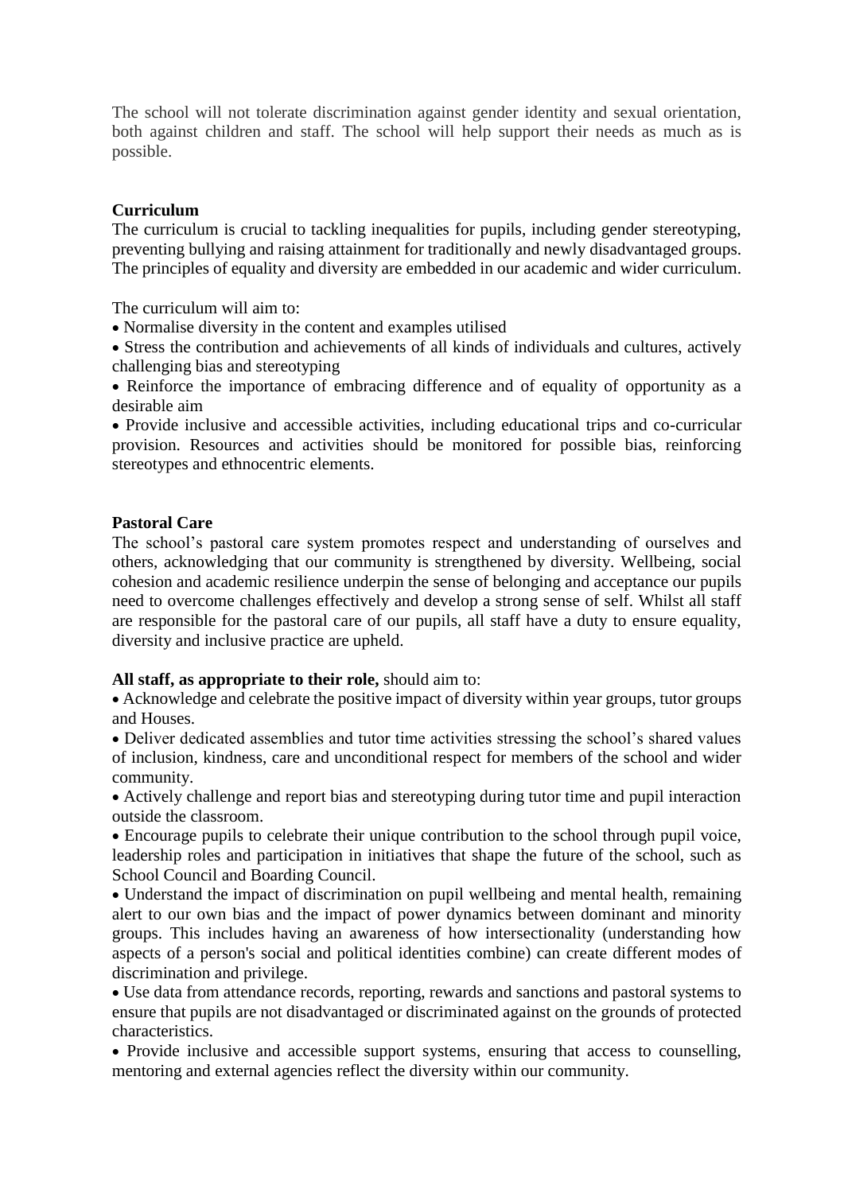The school will not tolerate discrimination against gender identity and sexual orientation, both against children and staff. The school will help support their needs as much as is possible.

**Curriculum**

The curriculum is crucial to tackling inequalities for pupils, including gender stereotyping, preventing bullying and raising attainment for traditionally and newly disadvantaged groups. The principles of equality and diversity are embedded in our academic and wider curriculum.

The curriculum will aim to:

- Normalise diversity in the content and examples utilised
- Stress the contribution and achievements of all kinds of individuals and cultures, actively challenging bias and stereotyping
- Reinforce the importance of embracing difference and of equality of opportunity as a desirable aim
- Provide inclusive and accessible activities, including educational trips and co-curricular provision. Resources and activities should be monitored for possible bias, reinforcing stereotypes and ethnocentric elements.

**Pastoral Care**

The school's pastoral care system promotes respect and understanding of ourselves and others, acknowledging that our community is strengthened by diversity. Wellbeing, social cohesion and academic resilience underpin the sense of belonging and acceptance our pupils need to overcome challenges effectively and develop a strong sense of self. Whilst all staff are responsible for the pastoral care of our pupils, all staff have a duty to ensure equality, diversity and inclusive practice are upheld.

**All staff, as appropriate to their role,** should aim to:

- Acknowledge and celebrate the positive impact of diversity within year groups, tutor groups and Houses.
- Deliver dedicated assemblies and tutor time activities stressing the school's shared values of inclusion, kindness, care and unconditional respect for members of the school and wider community.
- Actively challenge and report bias and stereotyping during tutor time and pupil interaction outside the classroom.
- Encourage pupils to celebrate their unique contribution to the school through pupil voice, leadership roles and participation in initiatives that shape the future of the school, such as School Council and Boarding Council.
- Understand the impact of discrimination on pupil wellbeing and mental health, remaining alert to our own bias and the impact of power dynamics between dominant and minority groups. This includes having an awareness of how intersectionality (understanding how aspects of a person's social and political identities combine) can create different modes of discrimination and privilege.
- Use data from attendance records, reporting, rewards and sanctions and pastoral systems to ensure that pupils are not disadvantaged or discriminated against on the grounds of protected characteristics.
- Provide inclusive and accessible support systems, ensuring that access to counselling, mentoring and external agencies reflect the diversity within our community.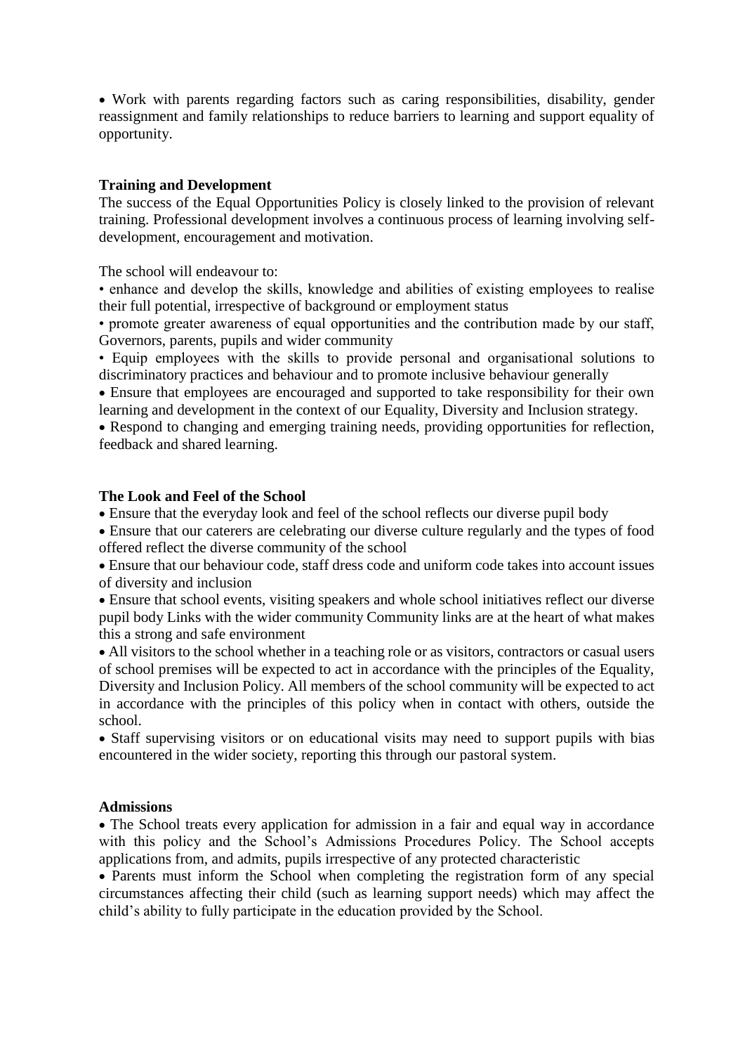- Work with parents regarding factors such as caring responsibilities, disability, gender reassignment and family relationships to reduce barriers to learning and support equality of opportunity.

**Training and Development**

The success of the Equal Opportunities Policy is closely linked to the provision of relevant training. Professional development involves a continuous process of learning involving self-development, encouragement and motivation.

The school will endeavour to:

- enhance and develop the skills, knowledge and abilities of existing employees to realise their full potential, irrespective of background or employment status
- promote greater awareness of equal opportunities and the contribution made by our staff, Governors, parents, pupils and wider community
- Equip employees with the skills to provide personal and organisational solutions to discriminatory practices and behaviour and to promote inclusive behaviour generally
- Ensure that employees are encouraged and supported to take responsibility for their own learning and development in the context of our Equality, Diversity and Inclusion strategy.
- Respond to changing and emerging training needs, providing opportunities for reflection, feedback and shared learning.

**The Look and Feel of the School**

- Ensure that the everyday look and feel of the school reflects our diverse pupil body
- Ensure that our caterers are celebrating our diverse culture regularly and the types of food offered reflect the diverse community of the school
- Ensure that our behaviour code, staff dress code and uniform code takes into account issues of diversity and inclusion
- Ensure that school events, visiting speakers and whole school initiatives reflect our diverse pupil body Links with the wider community Community links are at the heart of what makes this a strong and safe environment
- All visitors to the school whether in a teaching role or as visitors, contractors or casual users of school premises will be expected to act in accordance with the principles of the Equality, Diversity and Inclusion Policy. All members of the school community will be expected to act in accordance with the principles of this policy when in contact with others, outside the school.
- Staff supervising visitors or on educational visits may need to support pupils with bias encountered in the wider society, reporting this through our pastoral system.

**Admissions**

- The School treats every application for admission in a fair and equal way in accordance with this policy and the School's Admissions Procedures Policy. The School accepts applications from, and admits, pupils irrespective of any protected characteristic
- Parents must inform the School when completing the registration form of any special circumstances affecting their child (such as learning support needs) which may affect the child's ability to fully participate in the education provided by the School.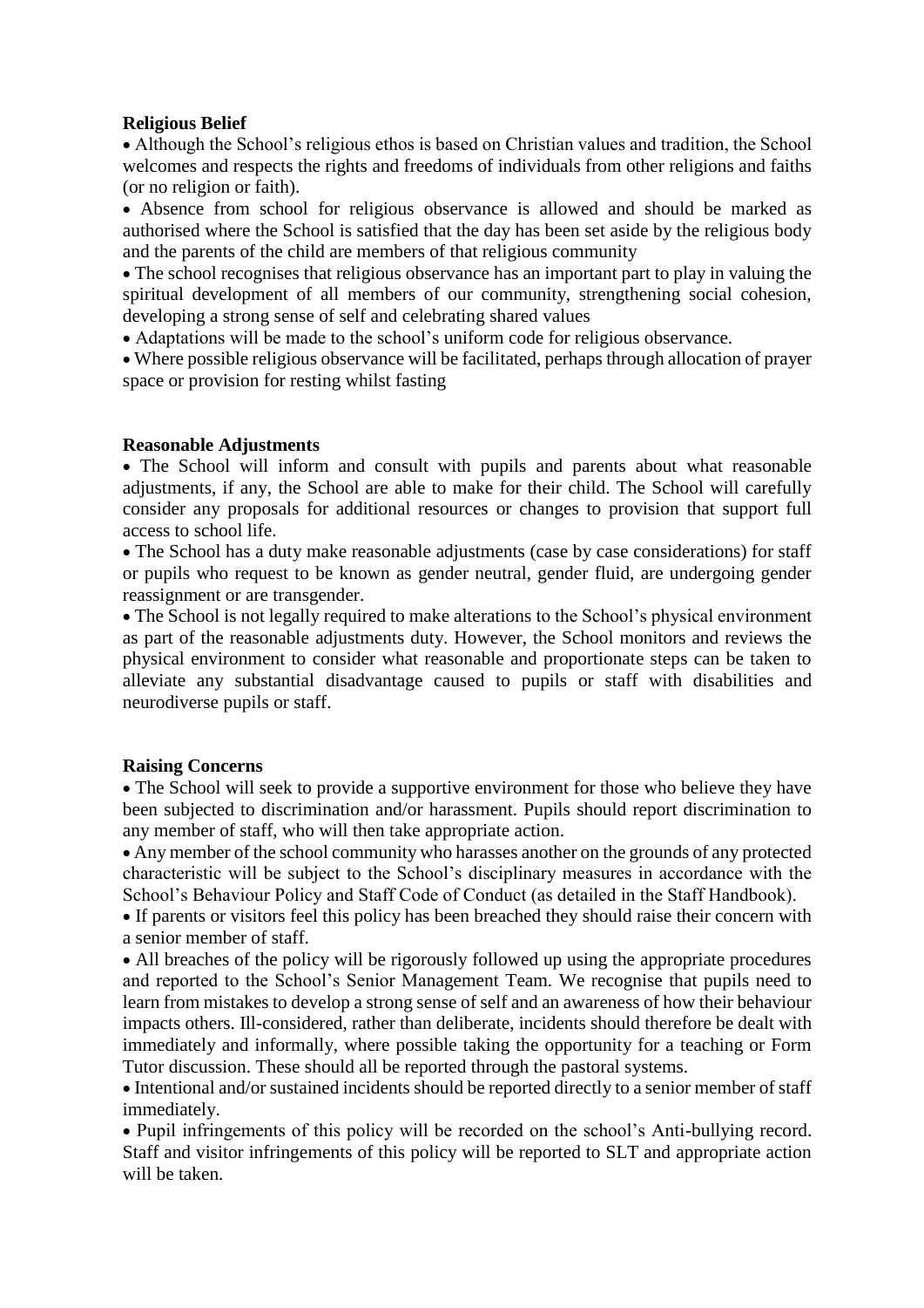**Religious Belief**

- Although the School's religious ethos is based on Christian values and tradition, the School welcomes and respects the rights and freedoms of individuals from other religions and faiths (or no religion or faith).
- Absence from school for religious observance is allowed and should be marked as authorised where the School is satisfied that the day has been set aside by the religious body and the parents of the child are members of that religious community
- The school recognises that religious observance has an important part to play in valuing the spiritual development of all members of our community, strengthening social cohesion, developing a strong sense of self and celebrating shared values
- Adaptations will be made to the school's uniform code for religious observance.
- Where possible religious observance will be facilitated, perhaps through allocation of prayer space or provision for resting whilst fasting

**Reasonable Adjustments**

- The School will inform and consult with pupils and parents about what reasonable adjustments, if any, the School are able to make for their child. The School will carefully consider any proposals for additional resources or changes to provision that support full access to school life.
- The School has a duty make reasonable adjustments (case by case considerations) for staff or pupils who request to be known as gender neutral, gender fluid, are undergoing gender reassignment or are transgender.
- The School is not legally required to make alterations to the School's physical environment as part of the reasonable adjustments duty. However, the School monitors and reviews the physical environment to consider what reasonable and proportionate steps can be taken to alleviate any substantial disadvantage caused to pupils or staff with disabilities and neurodiverse pupils or staff.

**Raising Concerns**

- The School will seek to provide a supportive environment for those who believe they have been subjected to discrimination and/or harassment. Pupils should report discrimination to any member of staff, who will then take appropriate action.
- Any member of the school community who harasses another on the grounds of any protected characteristic will be subject to the School's disciplinary measures in accordance with the School's Behaviour Policy and Staff Code of Conduct (as detailed in the Staff Handbook).
- If parents or visitors feel this policy has been breached they should raise their concern with a senior member of staff.
- All breaches of the policy will be rigorously followed up using the appropriate procedures and reported to the School's Senior Management Team. We recognise that pupils need to learn from mistakes to develop a strong sense of self and an awareness of how their behaviour impacts others. Ill-considered, rather than deliberate, incidents should therefore be dealt with immediately and informally, where possible taking the opportunity for a teaching or Form Tutor discussion. These should all be reported through the pastoral systems.
- Intentional and/or sustained incidents should be reported directly to a senior member of staff immediately.
- Pupil infringements of this policy will be recorded on the school's Anti-bullying record. Staff and visitor infringements of this policy will be reported to SLT and appropriate action will be taken.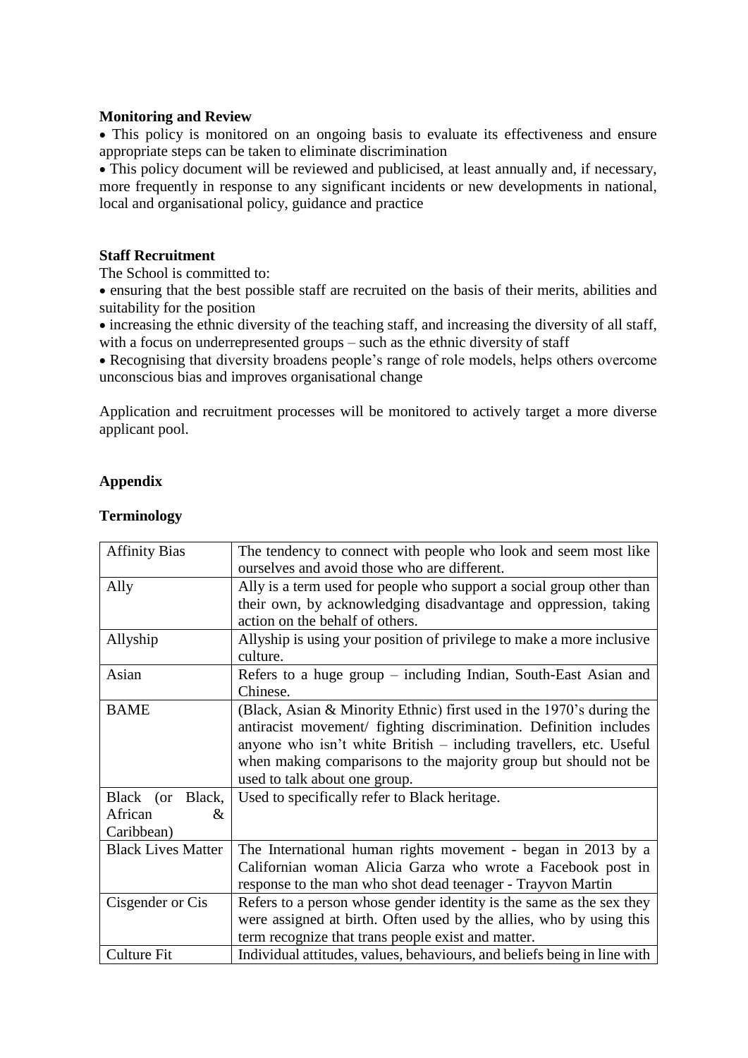**Monitoring and Review**

- This policy is monitored on an ongoing basis to evaluate its effectiveness and ensure appropriate steps can be taken to eliminate discrimination
- This policy document will be reviewed and publicised, at least annually and, if necessary, more frequently in response to any significant incidents or new developments in national, local and organisational policy, guidance and practice

**Staff Recruitment**

The School is committed to:

- ensuring that the best possible staff are recruited on the basis of their merits, abilities and suitability for the position
- increasing the ethnic diversity of the teaching staff, and increasing the diversity of all staff, with a focus on underrepresented groups – such as the ethnic diversity of staff
- Recognising that diversity broadens people's range of role models, helps others overcome unconscious bias and improves organisational change

Application and recruitment processes will be monitored to actively target a more diverse applicant pool.

**Appendix**

**Terminology**

| | |
|---|---|
| Affinity Bias | The tendency to connect with people who look and seem most like ourselves and avoid those who are different. |
| Ally | Ally is a term used for people who support a social group other than their own, by acknowledging disadvantage and oppression, taking action on the behalf of others. |
| Allyship | Allyship is using your position of privilege to make a more inclusive culture. |
| Asian | Refers to a huge group – including Indian, South-East Asian and Chinese. |
| BAME | (Black, Asian & Minority Ethnic) first used in the 1970's during the antiracist movement/ fighting discrimination. Definition includes anyone who isn't white British – including travellers, etc. Useful when making comparisons to the majority group but should not be used to talk about one group. |
| Black (or Black, African & Caribbean) | Used to specifically refer to Black heritage. |
| Black Lives Matter | The International human rights movement - began in 2013 by a Californian woman Alicia Garza who wrote a Facebook post in response to the man who shot dead teenager - Trayvon Martin |
| Cisgender or Cis | Refers to a person whose gender identity is the same as the sex they were assigned at birth. Often used by the allies, who by using this term recognize that trans people exist and matter. |
| Culture Fit | Individual attitudes, values, behaviours, and beliefs being in line with |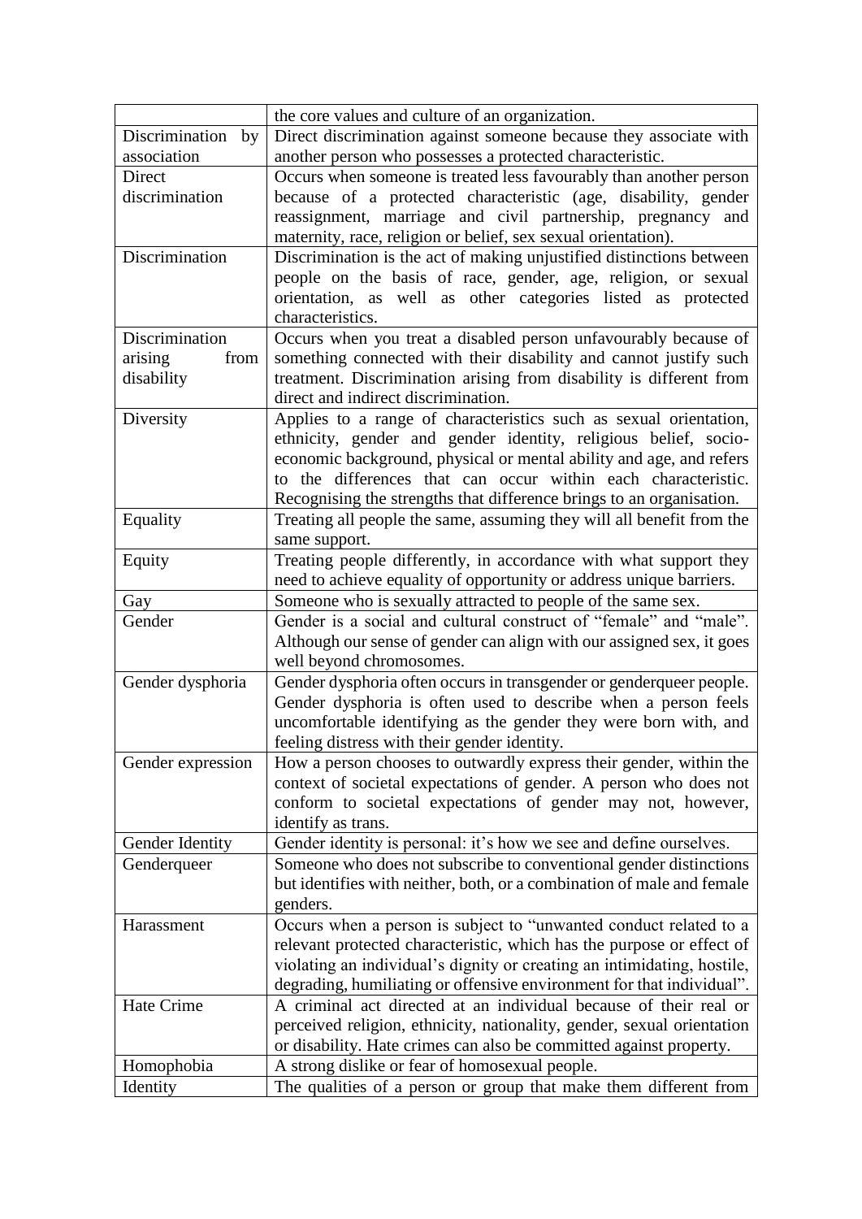| | |
|---|---|
| | the core values and culture of an organization. |
| Discrimination by association | Direct discrimination against someone because they associate with another person who possesses a protected characteristic. |
| Direct discrimination | Occurs when someone is treated less favourably than another person because of a protected characteristic (age, disability, gender reassignment, marriage and civil partnership, pregnancy and maternity, race, religion or belief, sex sexual orientation). |
| Discrimination | Discrimination is the act of making unjustified distinctions between people on the basis of race, gender, age, religion, or sexual orientation, as well as other categories listed as protected characteristics. |
| Discrimination arising from disability | Occurs when you treat a disabled person unfavourably because of something connected with their disability and cannot justify such treatment. Discrimination arising from disability is different from direct and indirect discrimination. |
| Diversity | Applies to a range of characteristics such as sexual orientation, ethnicity, gender and gender identity, religious belief, socio-economic background, physical or mental ability and age, and refers to the differences that can occur within each characteristic. Recognising the strengths that difference brings to an organisation. |
| Equality | Treating all people the same, assuming they will all benefit from the same support. |
| Equity | Treating people differently, in accordance with what support they need to achieve equality of opportunity or address unique barriers. |
| Gay | Someone who is sexually attracted to people of the same sex. |
| Gender | Gender is a social and cultural construct of "female" and "male". Although our sense of gender can align with our assigned sex, it goes well beyond chromosomes. |
| Gender dysphoria | Gender dysphoria often occurs in transgender or genderqueer people. Gender dysphoria is often used to describe when a person feels uncomfortable identifying as the gender they were born with, and feeling distress with their gender identity. |
| Gender expression | How a person chooses to outwardly express their gender, within the context of societal expectations of gender. A person who does not conform to societal expectations of gender may not, however, identify as trans. |
| Gender Identity | Gender identity is personal: it's how we see and define ourselves. |
| Genderqueer | Someone who does not subscribe to conventional gender distinctions but identifies with neither, both, or a combination of male and female genders. |
| Harassment | Occurs when a person is subject to "unwanted conduct related to a relevant protected characteristic, which has the purpose or effect of violating an individual's dignity or creating an intimidating, hostile, degrading, humiliating or offensive environment for that individual". |
| Hate Crime | A criminal act directed at an individual because of their real or perceived religion, ethnicity, nationality, gender, sexual orientation or disability. Hate crimes can also be committed against property. |
| Homophobia | A strong dislike or fear of homosexual people. |
| Identity | The qualities of a person or group that make them different from |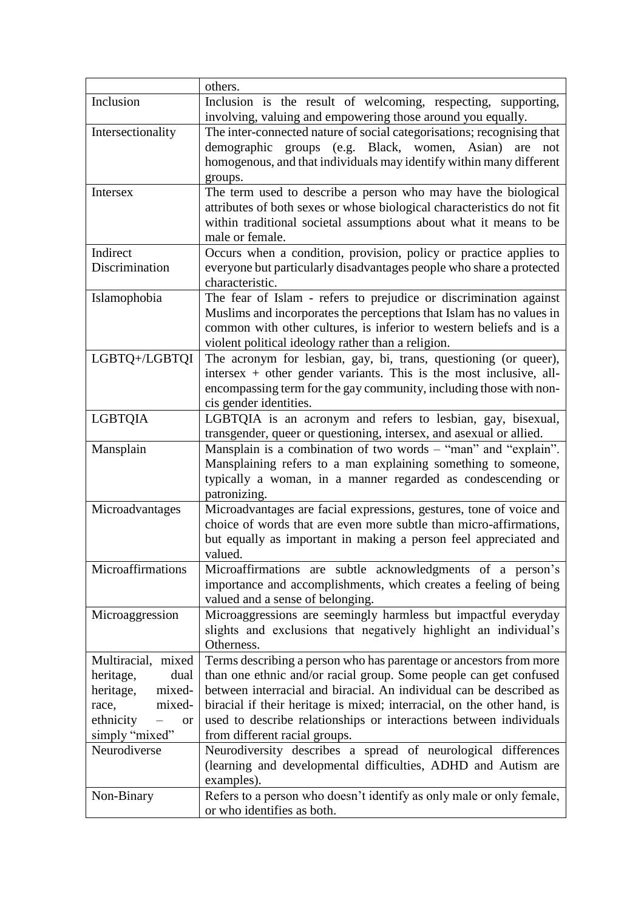| | |
|---|---|
| | others. |
| Inclusion | Inclusion is the result of welcoming, respecting, supporting, involving, valuing and empowering those around you equally. |
| Intersectionality | The inter-connected nature of social categorisations; recognising that demographic groups (e.g. Black, women, Asian) are not homogenous, and that individuals may identify within many different groups. |
| Intersex | The term used to describe a person who may have the biological attributes of both sexes or whose biological characteristics do not fit within traditional societal assumptions about what it means to be male or female. |
| Indirect Discrimination | Occurs when a condition, provision, policy or practice applies to everyone but particularly disadvantages people who share a protected characteristic. |
| Islamophobia | The fear of Islam - refers to prejudice or discrimination against Muslims and incorporates the perceptions that Islam has no values in common with other cultures, is inferior to western beliefs and is a violent political ideology rather than a religion. |
| LGBTQ+/LGBTQI | The acronym for lesbian, gay, bi, trans, questioning (or queer), intersex + other gender variants. This is the most inclusive, all-encompassing term for the gay community, including those with non-cis gender identities. |
| LGBTQIA | LGBTQIA is an acronym and refers to lesbian, gay, bisexual, transgender, queer or questioning, intersex, and asexual or allied. |
| Mansplain | Mansplain is a combination of two words – "man" and "explain". Mansplaining refers to a man explaining something to someone, typically a woman, in a manner regarded as condescending or patronizing. |
| Microadvantages | Microadvantages are facial expressions, gestures, tone of voice and choice of words that are even more subtle than micro-affirmations, but equally as important in making a person feel appreciated and valued. |
| Microaffirmations | Microaffirmations are subtle acknowledgments of a person's importance and accomplishments, which creates a feeling of being valued and a sense of belonging. |
| Microaggression | Microaggressions are seemingly harmless but impactful everyday slights and exclusions that negatively highlight an individual's Otherness. |
| Multiracial, mixed heritage, dual heritage, mixed-race, mixed-ethnicity – or simply "mixed" | Terms describing a person who has parentage or ancestors from more than one ethnic and/or racial group. Some people can get confused between interracial and biracial. An individual can be described as biracial if their heritage is mixed; interracial, on the other hand, is used to describe relationships or interactions between individuals from different racial groups. |
| Neurodiverse | Neurodiversity describes a spread of neurological differences (learning and developmental difficulties, ADHD and Autism are examples). |
| Non-Binary | Refers to a person who doesn't identify as only male or only female, or who identifies as both. |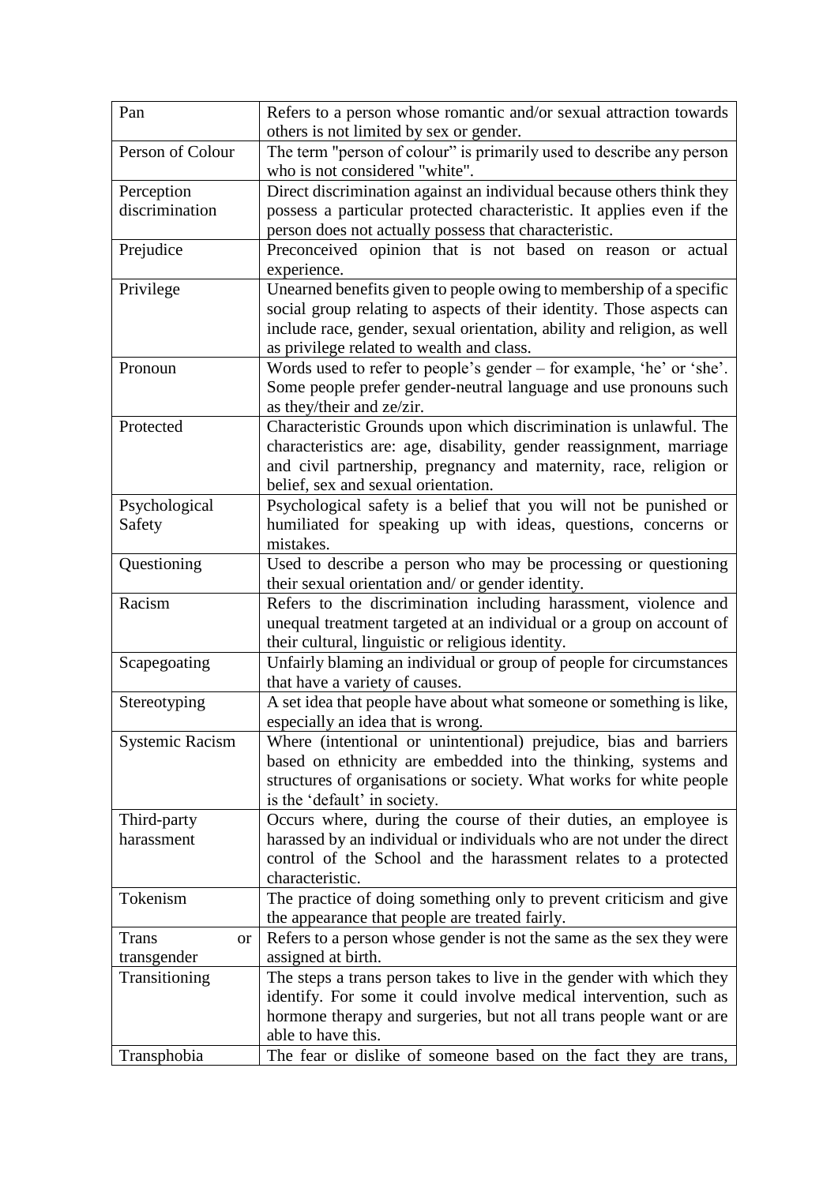| | |
|---|---|
| Pan | Refers to a person whose romantic and/or sexual attraction towards others is not limited by sex or gender. |
| Person of Colour | The term "person of colour" is primarily used to describe any person who is not considered "white". |
| Perception discrimination | Direct discrimination against an individual because others think they possess a particular protected characteristic. It applies even if the person does not actually possess that characteristic. |
| Prejudice | Preconceived opinion that is not based on reason or actual experience. |
| Privilege | Unearned benefits given to people owing to membership of a specific social group relating to aspects of their identity. Those aspects can include race, gender, sexual orientation, ability and religion, as well as privilege related to wealth and class. |
| Pronoun | Words used to refer to people's gender – for example, 'he' or 'she'. Some people prefer gender-neutral language and use pronouns such as they/their and ze/zir. |
| Protected | Characteristic Grounds upon which discrimination is unlawful. The characteristics are: age, disability, gender reassignment, marriage and civil partnership, pregnancy and maternity, race, religion or belief, sex and sexual orientation. |
| Psychological Safety | Psychological safety is a belief that you will not be punished or humiliated for speaking up with ideas, questions, concerns or mistakes. |
| Questioning | Used to describe a person who may be processing or questioning their sexual orientation and/ or gender identity. |
| Racism | Refers to the discrimination including harassment, violence and unequal treatment targeted at an individual or a group on account of their cultural, linguistic or religious identity. |
| Scapegoating | Unfairly blaming an individual or group of people for circumstances that have a variety of causes. |
| Stereotyping | A set idea that people have about what someone or something is like, especially an idea that is wrong. |
| Systemic Racism | Where (intentional or unintentional) prejudice, bias and barriers based on ethnicity are embedded into the thinking, systems and structures of organisations or society. What works for white people is the 'default' in society. |
| Third-party harassment | Occurs where, during the course of their duties, an employee is harassed by an individual or individuals who are not under the direct control of the School and the harassment relates to a protected characteristic. |
| Tokenism | The practice of doing something only to prevent criticism and give the appearance that people are treated fairly. |
| Trans or transgender | Refers to a person whose gender is not the same as the sex they were assigned at birth. |
| Transitioning | The steps a trans person takes to live in the gender with which they identify. For some it could involve medical intervention, such as hormone therapy and surgeries, but not all trans people want or are able to have this. |
| Transphobia | The fear or dislike of someone based on the fact they are trans, |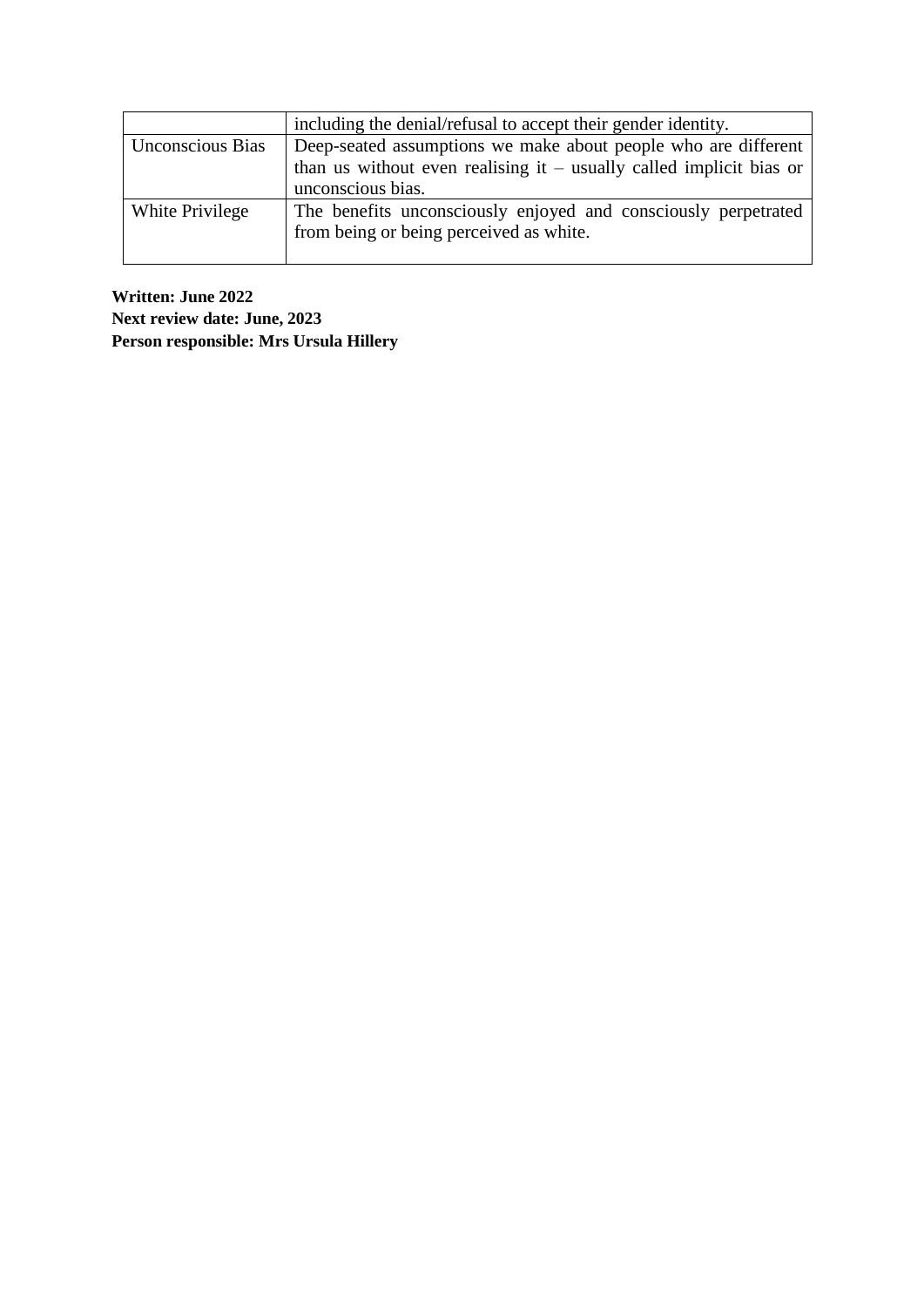| | |
|---|---|
| | including the denial/refusal to accept their gender identity. |
| Unconscious Bias | Deep-seated assumptions we make about people who are different than us without even realising it – usually called implicit bias or unconscious bias. |
| White Privilege | The benefits unconsciously enjoyed and consciously perpetrated from being or being perceived as white. |

**Written: June 2022**
**Next review date: June, 2023**
**Person responsible: Mrs Ursula Hillery**